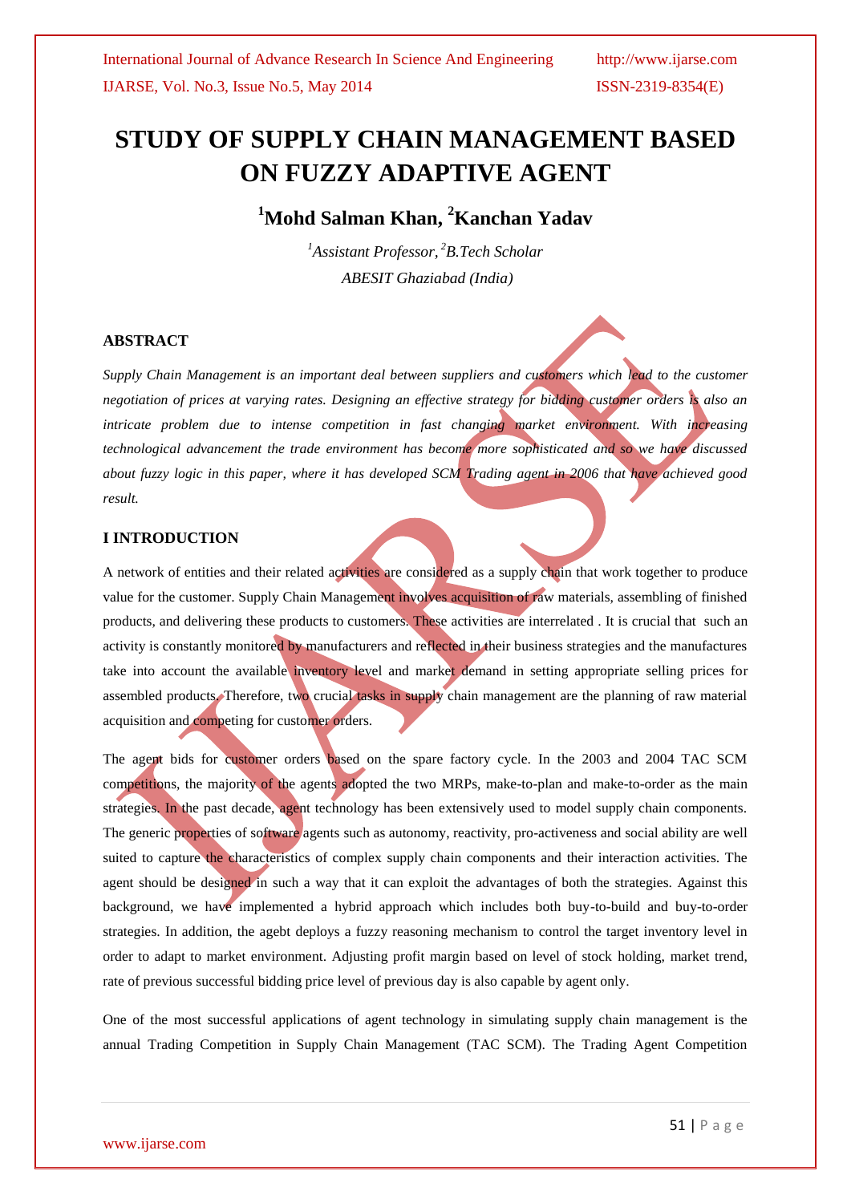# STUDY OF SUPPLY CHAIN MANAGEMENT BASED ON FUZZY ADAPTIVE AGENT

**[1]Mohd Salman Khan, [2]Kanchan Yadav**

*[1]Assistant Professor, [2]B.Tech Scholar*
*ABESIT Ghaziabad (India)*

## ABSTRACT

*Supply Chain Management is an important deal between suppliers and customers which lead to the customer negotiation of prices at varying rates. Designing an effective strategy for bidding customer orders is also an intricate problem due to intense competition in fast changing market environment. With increasing technological advancement the trade environment has become more sophisticated and so we have discussed about fuzzy logic in this paper, where it has developed SCM Trading agent in 2006 that have achieved good result.*

## I INTRODUCTION

A network of entities and their related activities are considered as a supply chain that work together to produce value for the customer. Supply Chain Management involves acquisition of raw materials, assembling of finished products, and delivering these products to customers. These activities are interrelated . It is crucial that such an activity is constantly monitored by manufacturers and reflected in their business strategies and the manufactures take into account the available inventory level and market demand in setting appropriate selling prices for assembled products. Therefore, two crucial tasks in supply chain management are the planning of raw material acquisition and competing for customer orders.

The agent bids for customer orders based on the spare factory cycle. In the 2003 and 2004 TAC SCM competitions, the majority of the agents adopted the two MRPs, make-to-plan and make-to-order as the main strategies. In the past decade, agent technology has been extensively used to model supply chain components. The generic properties of software agents such as autonomy, reactivity, pro-activeness and social ability are well suited to capture the characteristics of complex supply chain components and their interaction activities. The agent should be designed in such a way that it can exploit the advantages of both the strategies. Against this background, we have implemented a hybrid approach which includes both buy-to-build and buy-to-order strategies. In addition, the agebt deploys a fuzzy reasoning mechanism to control the target inventory level in order to adapt to market environment. Adjusting profit margin based on level of stock holding, market trend, rate of previous successful bidding price level of previous day is also capable by agent only.

One of the most successful applications of agent technology in simulating supply chain management is the annual Trading Competition in Supply Chain Management (TAC SCM). The Trading Agent Competition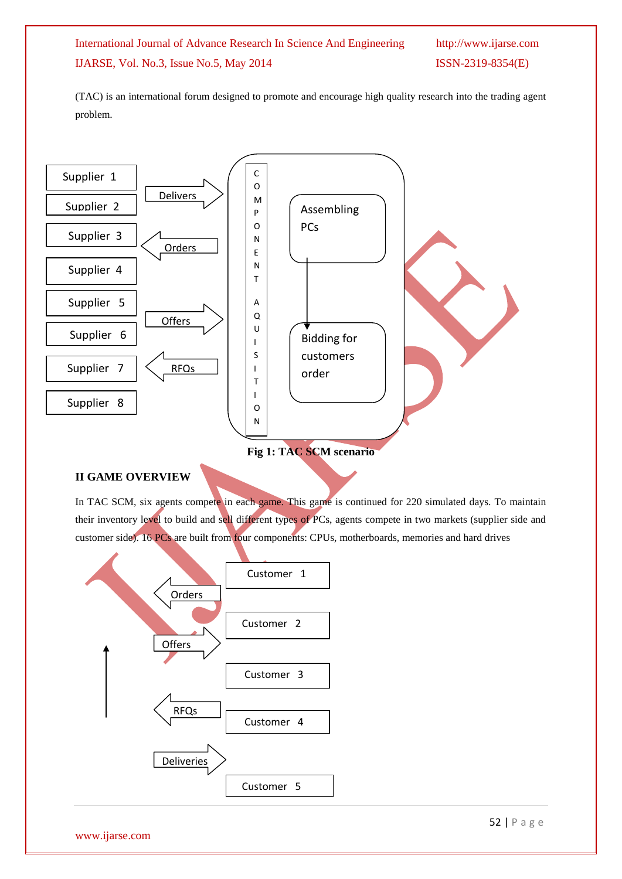(TAC) is an international forum designed to promote and encourage high quality research into the trading agent problem.

Supplier 1
Supplier 2
Supplier 3
Supplier 4
Supplier 5
Supplier 6
Supplier 7
Supplier 8

Delivers
Orders
Offers
RFQs

COMPONENT AQUISITION

Assembling PCs

Bidding for customers order

**Fig 1: TAC SCM scenario**

## II GAME OVERVIEW

In TAC SCM, six agents compete in each game. This game is continued for 220 simulated days. To maintain their inventory level to build and sell different types of PCs, agents compete in two markets (supplier side and customer side). 16 PCs are built from four components: CPUs, motherboards, memories and hard drives

Orders
Offers
RFQs
Deliveries

Customer 1
Customer 2
Customer 3
Customer 4
Customer 5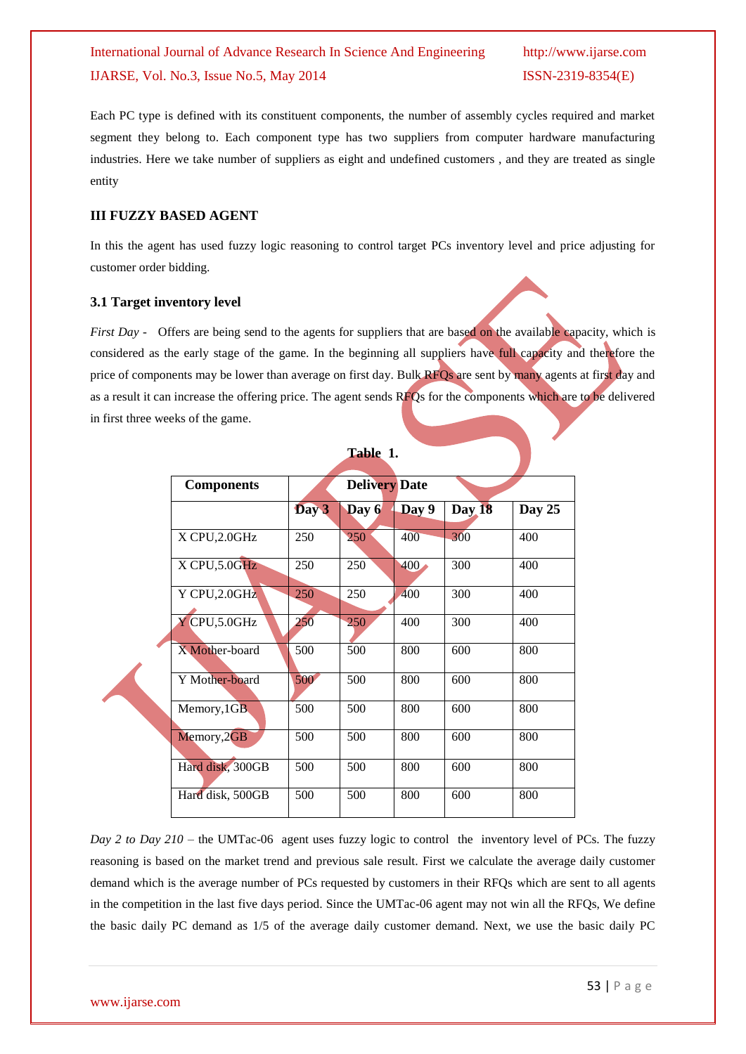Each PC type is defined with its constituent components, the number of assembly cycles required and market segment they belong to. Each component type has two suppliers from computer hardware manufacturing industries. Here we take number of suppliers as eight and undefined customers , and they are treated as single entity

### III FUZZY BASED AGENT

In this the agent has used fuzzy logic reasoning to control target PCs inventory level and price adjusting for customer order bidding.

### 3.1 Target inventory level

*First Day -* Offers are being send to the agents for suppliers that are based on the available capacity, which is considered as the early stage of the game. In the beginning all suppliers have full capacity and therefore the price of components may be lower than average on first day. Bulk RFQs are sent by many agents at first day and as a result it can increase the offering price. The agent sends RFQs for the components which are to be delivered in first three weeks of the game.

**Table 1.**

| Components | Delivery Date | | | | |
|---|---|---|---|---|---|
| | Day 3 | Day 6 | Day 9 | Day 18 | Day 25 |
| X CPU,2.0GHz | 250 | 250 | 400 | 300 | 400 |
| X CPU,5.0GHz | 250 | 250 | 400 | 300 | 400 |
| Y CPU,2.0GHz | 250 | 250 | 400 | 300 | 400 |
| Y CPU,5.0GHz | 250 | 250 | 400 | 300 | 400 |
| X Mother-board | 500 | 500 | 800 | 600 | 800 |
| Y Mother-board | 500 | 500 | 800 | 600 | 800 |
| Memory,1GB | 500 | 500 | 800 | 600 | 800 |
| Memory,2GB | 500 | 500 | 800 | 600 | 800 |
| Hard disk, 300GB | 500 | 500 | 800 | 600 | 800 |
| Hard disk, 500GB | 500 | 500 | 800 | 600 | 800 |

*Day 2 to Day 210* – the UMTac-06 agent uses fuzzy logic to control the inventory level of PCs. The fuzzy reasoning is based on the market trend and previous sale result. First we calculate the average daily customer demand which is the average number of PCs requested by customers in their RFQs which are sent to all agents in the competition in the last five days period. Since the UMTac-06 agent may not win all the RFQs, We define the basic daily PC demand as 1/5 of the average daily customer demand. Next, we use the basic daily PC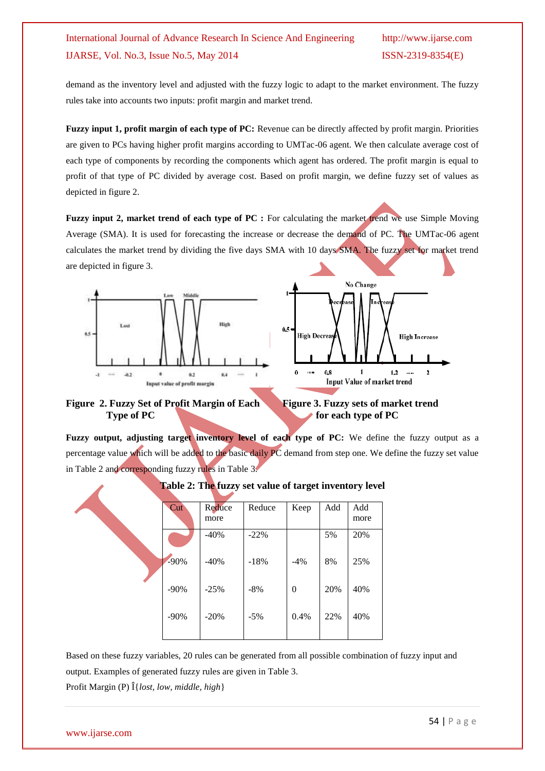demand as the inventory level and adjusted with the fuzzy logic to adapt to the market environment. The fuzzy rules take into accounts two inputs: profit margin and market trend.

**Fuzzy input 1, profit margin of each type of PC:** Revenue can be directly affected by profit margin. Priorities are given to PCs having higher profit margins according to UMTac-06 agent. We then calculate average cost of each type of components by recording the components which agent has ordered. The profit margin is equal to profit of that type of PC divided by average cost. Based on profit margin, we define fuzzy set of values as depicted in figure 2.

**Fuzzy input 2, market trend of each type of PC :** For calculating the market trend we use Simple Moving Average (SMA). It is used for forecasting the increase or decrease the demand of PC. The UMTac-06 agent calculates the market trend by dividing the five days SMA with 10 days SMA. The fuzzy set for market trend are depicted in figure 3.

**Figure 2. Fuzzy Set of Profit Margin of Each Type of PC**

**Figure 3. Fuzzy sets of market trend for each type of PC**

**Fuzzy output, adjusting target inventory level of each type of PC:** We define the fuzzy output as a percentage value which will be added to the basic daily PC demand from step one. We define the fuzzy set value in Table 2 and corresponding fuzzy rules in Table 3.

**Table 2: The fuzzy set value of target inventory level**

| Cut | Reduce more | Reduce | Keep | Add | Add more |
|---|---|---|---|---|---|
| | -40% | -22% | | 5% | 20% |
| -90% | -40% | -18% | -4% | 8% | 25% |
| -90% | -25% | -8% | 0 | 20% | 40% |
| -90% | -20% | -5% | 0.4% | 22% | 40% |

Based on these fuzzy variables, 20 rules can be generated from all possible combination of fuzzy input and output. Examples of generated fuzzy rules are given in Table 3.

Profit Margin (P) Î{*lost, low, middle, high*}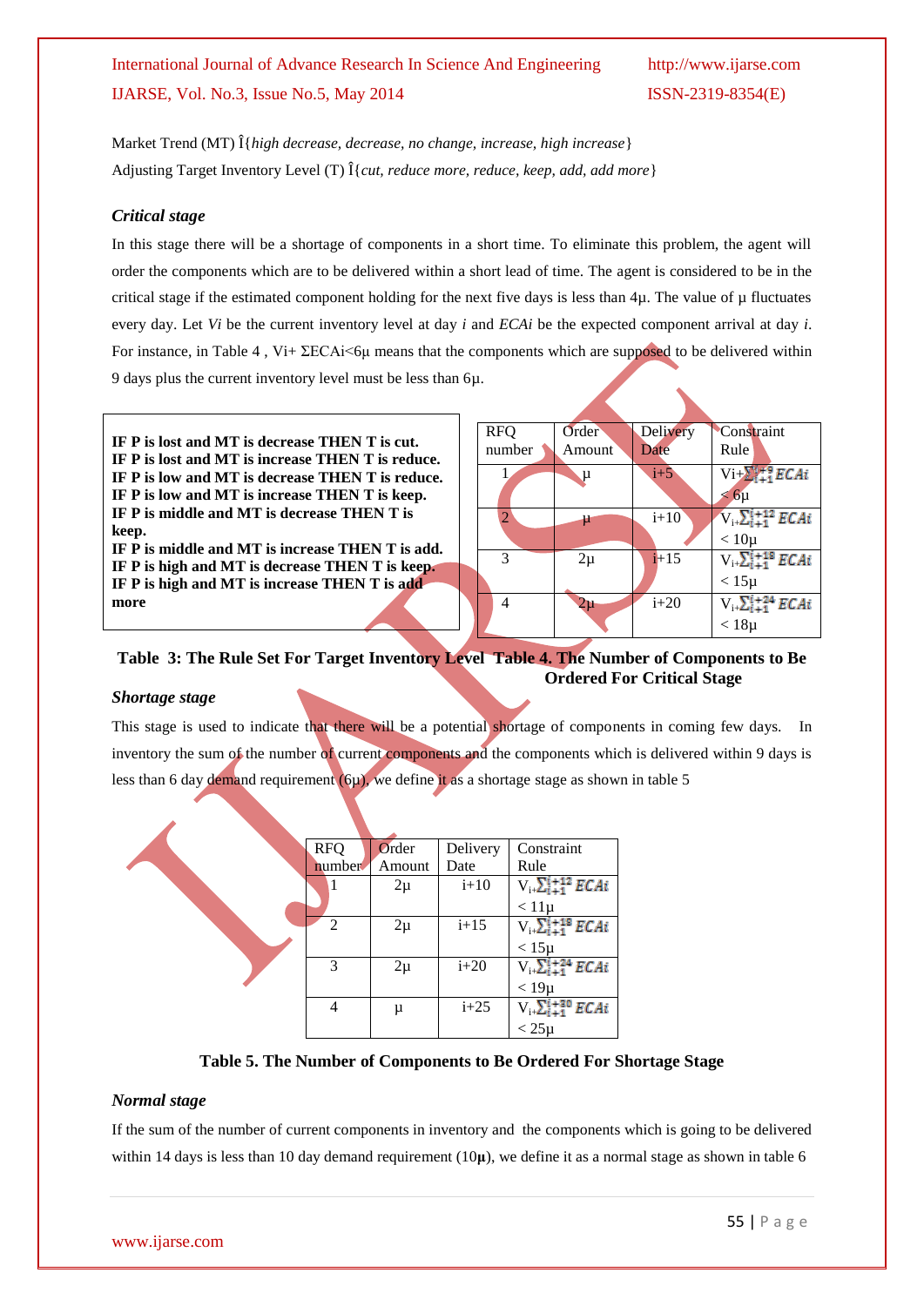Market Trend (MT) Î{*high decrease, decrease, no change, increase, high increase*}

Adjusting Target Inventory Level (T) Î{*cut, reduce more, reduce, keep, add, add more*}

### *Critical stage*

In this stage there will be a shortage of components in a short time. To eliminate this problem, the agent will order the components which are to be delivered within a short lead of time. The agent is considered to be in the critical stage if the estimated component holding for the next five days is less than 4μ. The value of μ fluctuates every day. Let *Vi* be the current inventory level at day *i* and *ECAi* be the expected component arrival at day *i*. For instance, in Table 4 , Vi+ ΣECAi<6μ means that the components which are supposed to be delivered within 9 days plus the current inventory level must be less than 6μ.

**IF P is lost and MT is decrease THEN T is cut.**
**IF P is lost and MT is increase THEN T is reduce.**
**IF P is low and MT is decrease THEN T is reduce.**
**IF P is low and MT is increase THEN T is keep.**
**IF P is middle and MT is decrease THEN T is keep.**
**IF P is middle and MT is increase THEN T is add.**
**IF P is high and MT is decrease THEN T is keep.**
**IF P is high and MT is increase THEN T is add more**

**Table 3: The Rule Set For Target Inventory Level**

| RFQ number | Order Amount | Delivery Date | Constraint Rule |
|---|---|---|---|
| 1 | μ | i+5 | $V_i+\sum_{i+1}^{i+9} ECAi < 6\mu$ |
| 2 | μ | i+10 | $V_i+\sum_{i+1}^{i+12} ECAi < 10\mu$ |
| 3 | 2μ | i+15 | $V_i+\sum_{i+1}^{i+18} ECAi < 15\mu$ |
| 4 | 2μ | i+20 | $V_i+\sum_{i+1}^{i+24} ECAi < 18\mu$ |

**Table 4. The Number of Components to Be Ordered For Critical Stage**

### *Shortage stage*

This stage is used to indicate that there will be a potential shortage of components in coming few days. In inventory the sum of the number of current components and the components which is delivered within 9 days is less than 6 day demand requirement (6μ), we define it as a shortage stage as shown in table 5

| RFQ number | Order Amount | Delivery Date | Constraint Rule |
|---|---|---|---|
| 1 | 2μ | i+10 | $V_i+\sum_{i+1}^{i+12} ECAi < 11\mu$ |
| 2 | 2μ | i+15 | $V_i+\sum_{i+1}^{i+18} ECAi < 15\mu$ |
| 3 | 2μ | i+20 | $V_i+\sum_{i+1}^{i+24} ECAi < 19\mu$ |
| 4 | μ | i+25 | $V_i+\sum_{i+1}^{i+30} ECAi < 25\mu$ |

**Table 5. The Number of Components to Be Ordered For Shortage Stage**

### *Normal stage*

If the sum of the number of current components in inventory and the components which is going to be delivered within 14 days is less than 10 day demand requirement (10**μ**), we define it as a normal stage as shown in table 6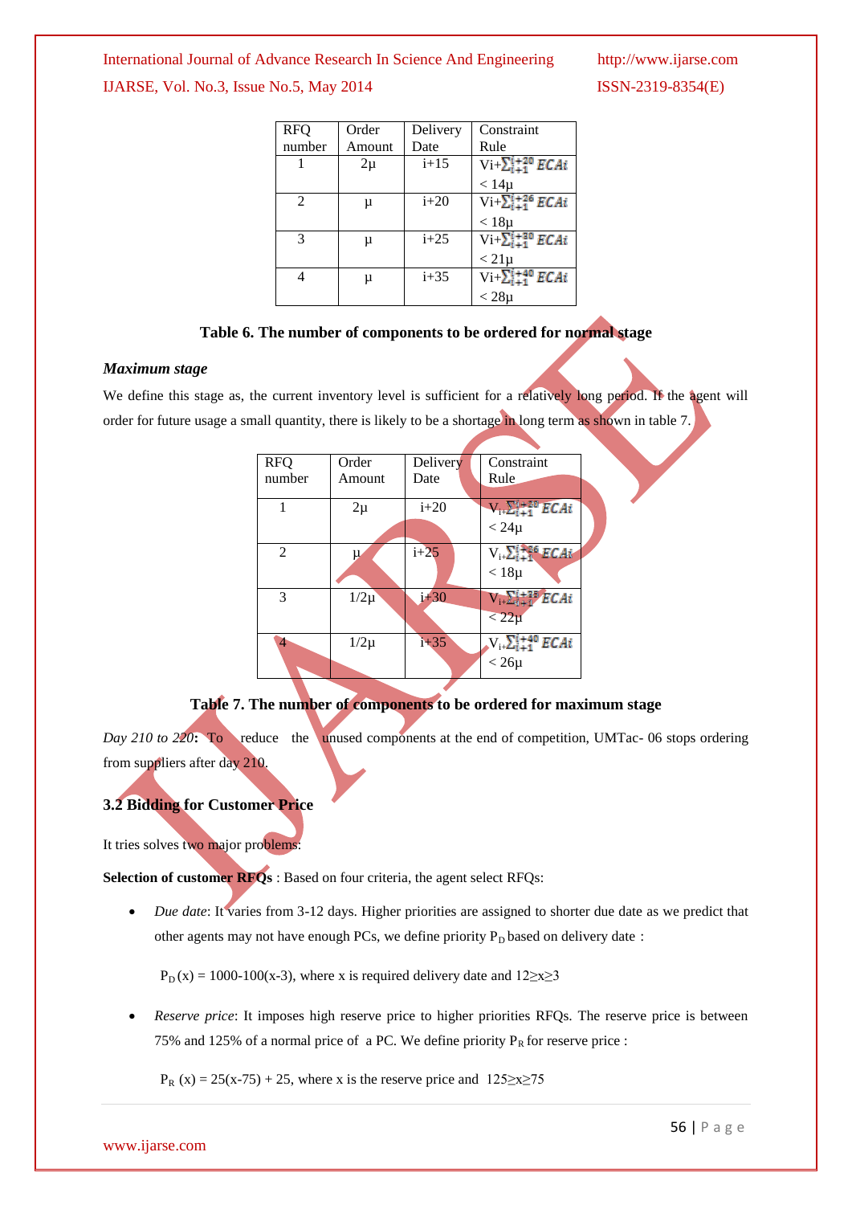| RFQ number | Order Amount | Delivery Date | Constraint Rule |
|---|---|---|---|
| 1 | 2µ | i+15 | $V_i + \sum_{i+1}^{i+20} ECA_i < 14µ$ |
| 2 | µ | i+20 | $V_i + \sum_{i+1}^{i+26} ECA_i < 18µ$ |
| 3 | µ | i+25 | $V_i + \sum_{i+1}^{i+30} ECA_i < 21µ$ |
| 4 | µ | i+35 | $V_i + \sum_{i+1}^{i+40} ECA_i < 28µ$ |

**Table 6. The number of components to be ordered for normal stage**

### *Maximum stage*

We define this stage as, the current inventory level is sufficient for a relatively long period. If the agent will order for future usage a small quantity, there is likely to be a shortage in long term as shown in table 7.

| RFQ number | Order Amount | Delivery Date | Constraint Rule |
|---|---|---|---|
| 1 | 2µ | i+20 | $V_i + \sum_{i+1}^{i+20} ECA_i < 24µ$ |
| 2 | µ | i+25 | $V_i + \sum_{i+1}^{i+26} ECA_i < 18µ$ |
| 3 | 1/2µ | i+30 | $V_i + \sum_{i+1}^{i+35} ECA_i < 22µ$ |
| 4 | 1/2µ | i+35 | $V_i + \sum_{i+1}^{i+40} ECA_i < 26µ$ |

**Table 7. The number of components to be ordered for maximum stage**

*Day 210 to 220***:** To reduce the unused components at the end of competition, UMTac- 06 stops ordering from suppliers after day 210.

## 3.2 Bidding for Customer Price

It tries solves two major problems:

**Selection of customer RFQs** : Based on four criteria, the agent select RFQs:

- *Due date*: It varies from 3-12 days. Higher priorities are assigned to shorter due date as we predict that other agents may not have enough PCs, we define priority $P_D$ based on delivery date :

  $P_D(x) = 1000\text{-}100(x\text{-}3)$, where x is required delivery date and $12 \geq x \geq 3$

- *Reserve price*: It imposes high reserve price to higher priorities RFQs. The reserve price is between 75% and 125% of a normal price of a PC. We define priority $P_R$ for reserve price :

  $P_R(x) = 25(x\text{-}75) + 25$, where x is the reserve price and $125 \geq x \geq 75$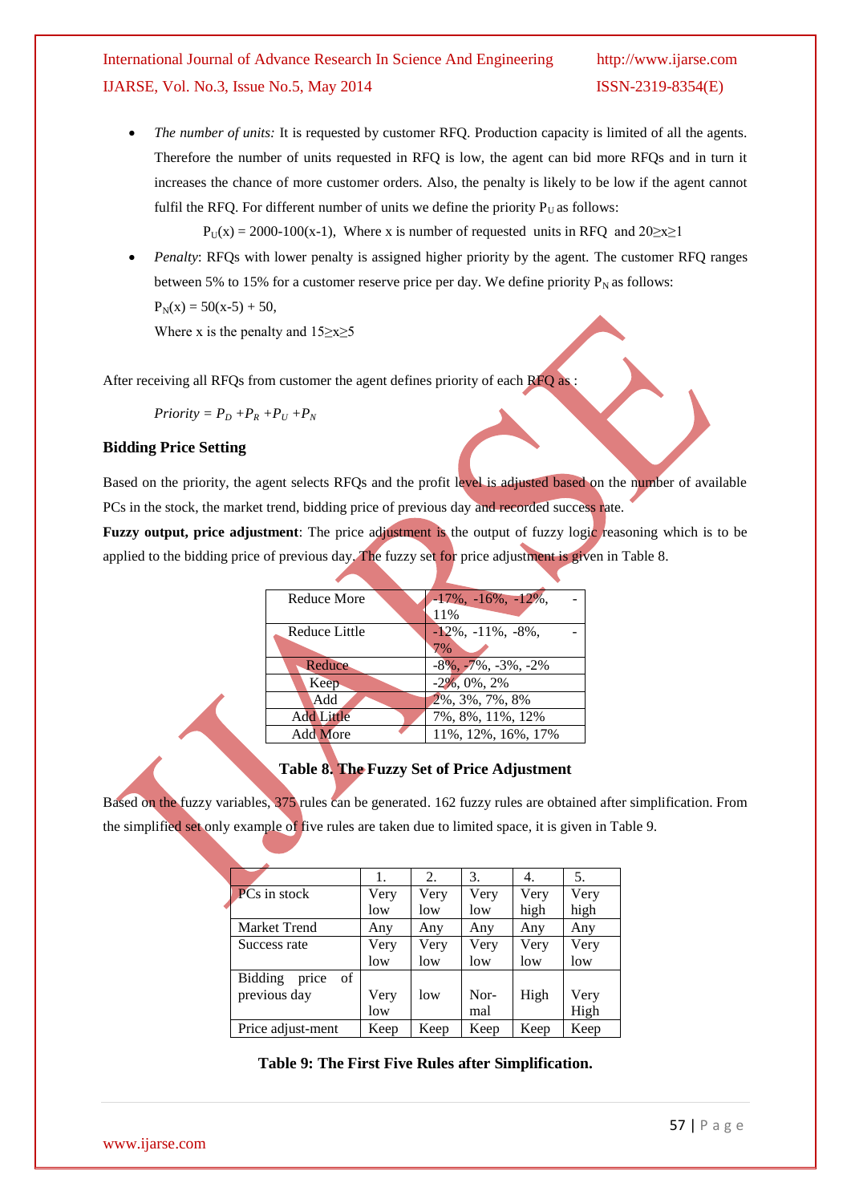- *The number of units:* It is requested by customer RFQ. Production capacity is limited of all the agents. Therefore the number of units requested in RFQ is low, the agent can bid more RFQs and in turn it increases the chance of more customer orders. Also, the penalty is likely to be low if the agent cannot fulfil the RFQ. For different number of units we define the priority $P_U$ as follows:

  $P_U(x) = 2000-100(x-1)$, Where x is number of requested units in RFQ and $20 \geq x \geq 1$

- *Penalty*: RFQs with lower penalty is assigned higher priority by the agent. The customer RFQ ranges between 5% to 15% for a customer reserve price per day. We define priority $P_N$ as follows:

  $P_N(x) = 50(x-5) + 50$,

  Where x is the penalty and $15 \geq x \geq 5$

After receiving all RFQs from customer the agent defines priority of each RFQ as :

$$Priority = P_D + P_R + P_U + P_N$$

**Bidding Price Setting**

Based on the priority, the agent selects RFQs and the profit level is adjusted based on the number of available PCs in the stock, the market trend, bidding price of previous day and recorded success rate.

**Fuzzy output, price adjustment**: The price adjustment is the output of fuzzy logic reasoning which is to be applied to the bidding price of previous day. The fuzzy set for price adjustment is given in Table 8.

| | |
|---|---|
| Reduce More | -17%, -16%, -12%, -11% |
| Reduce Little | -12%, -11%, -8%, -7% |
| Reduce | -8%, -7%, -3%, -2% |
| Keep | -2%, 0%, 2% |
| Add | 2%, 3%, 7%, 8% |
| Add Little | 7%, 8%, 11%, 12% |
| Add More | 11%, 12%, 16%, 17% |

**Table 8. The Fuzzy Set of Price Adjustment**

Based on the fuzzy variables, 375 rules can be generated. 162 fuzzy rules are obtained after simplification. From the simplified set only example of five rules are taken due to limited space, it is given in Table 9.

| | 1. | 2. | 3. | 4. | 5. |
|---|---|---|---|---|---|
| PCs in stock | Very low | Very low | Very low | Very high | Very high |
| Market Trend | Any | Any | Any | Any | Any |
| Success rate | Very low | Very low | Very low | Very low | Very low |
| Bidding price of previous day | Very low | low | Nor-mal | High | Very High |
| Price adjust-ment | Keep | Keep | Keep | Keep | Keep |

**Table 9: The First Five Rules after Simplification.**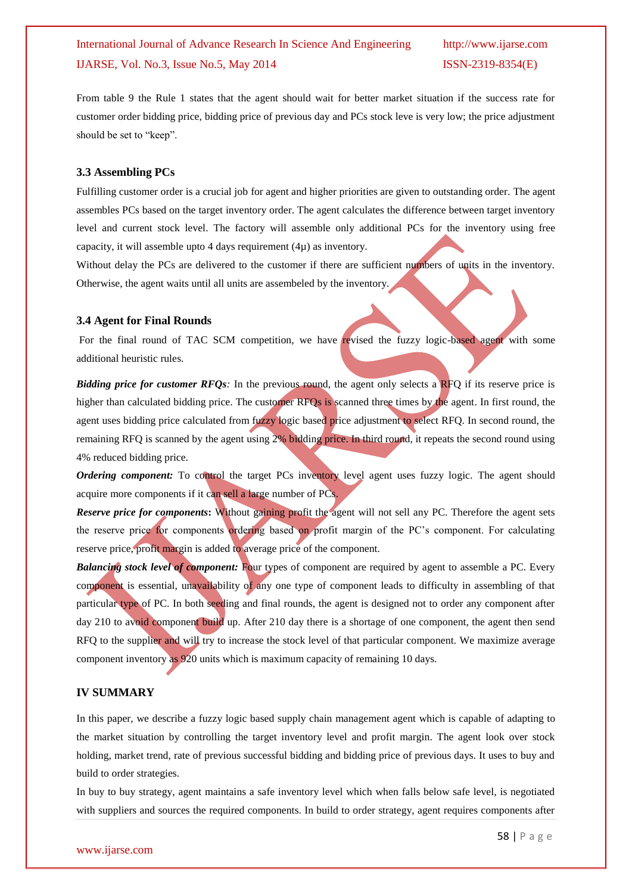From table 9 the Rule 1 states that the agent should wait for better market situation if the success rate for customer order bidding price, bidding price of previous day and PCs stock leve is very low; the price adjustment should be set to "keep".

### 3.3 Assembling PCs

Fulfilling customer order is a crucial job for agent and higher priorities are given to outstanding order. The agent assembles PCs based on the target inventory order. The agent calculates the difference between target inventory level and current stock level. The factory will assemble only additional PCs for the inventory using free capacity, it will assemble upto 4 days requirement (4μ) as inventory.

Without delay the PCs are delivered to the customer if there are sufficient numbers of units in the inventory. Otherwise, the agent waits until all units are assembeled by the inventory.

### 3.4 Agent for Final Rounds

For the final round of TAC SCM competition, we have revised the fuzzy logic-based agent with some additional heuristic rules.

***Bidding price for customer RFQs:*** In the previous round, the agent only selects a RFQ if its reserve price is higher than calculated bidding price. The customer RFQs is scanned three times by the agent. In first round, the agent uses bidding price calculated from fuzzy logic based price adjustment to select RFQ. In second round, the remaining RFQ is scanned by the agent using 2% bidding price. In third round, it repeats the second round using 4% reduced bidding price.

***Ordering component:*** To control the target PCs inventory level agent uses fuzzy logic. The agent should acquire more components if it can sell a large number of PCs.

***Reserve price for components*:** Without gaining profit the agent will not sell any PC. Therefore the agent sets the reserve price for components ordering based on profit margin of the PC's component. For calculating reserve price, profit margin is added to average price of the component.

***Balancing stock level of component:*** Four types of component are required by agent to assemble a PC. Every component is essential, unavailability of any one type of component leads to difficulty in assembling of that particular type of PC. In both seeding and final rounds, the agent is designed not to order any component after day 210 to avoid component build up. After 210 day there is a shortage of one component, the agent then send RFQ to the supplier and will try to increase the stock level of that particular component. We maximize average component inventory as 920 units which is maximum capacity of remaining 10 days.

## IV SUMMARY

In this paper, we describe a fuzzy logic based supply chain management agent which is capable of adapting to the market situation by controlling the target inventory level and profit margin. The agent look over stock holding, market trend, rate of previous successful bidding and bidding price of previous days. It uses to buy and build to order strategies.

In buy to buy strategy, agent maintains a safe inventory level which when falls below safe level, is negotiated with suppliers and sources the required components. In build to order strategy, agent requires components after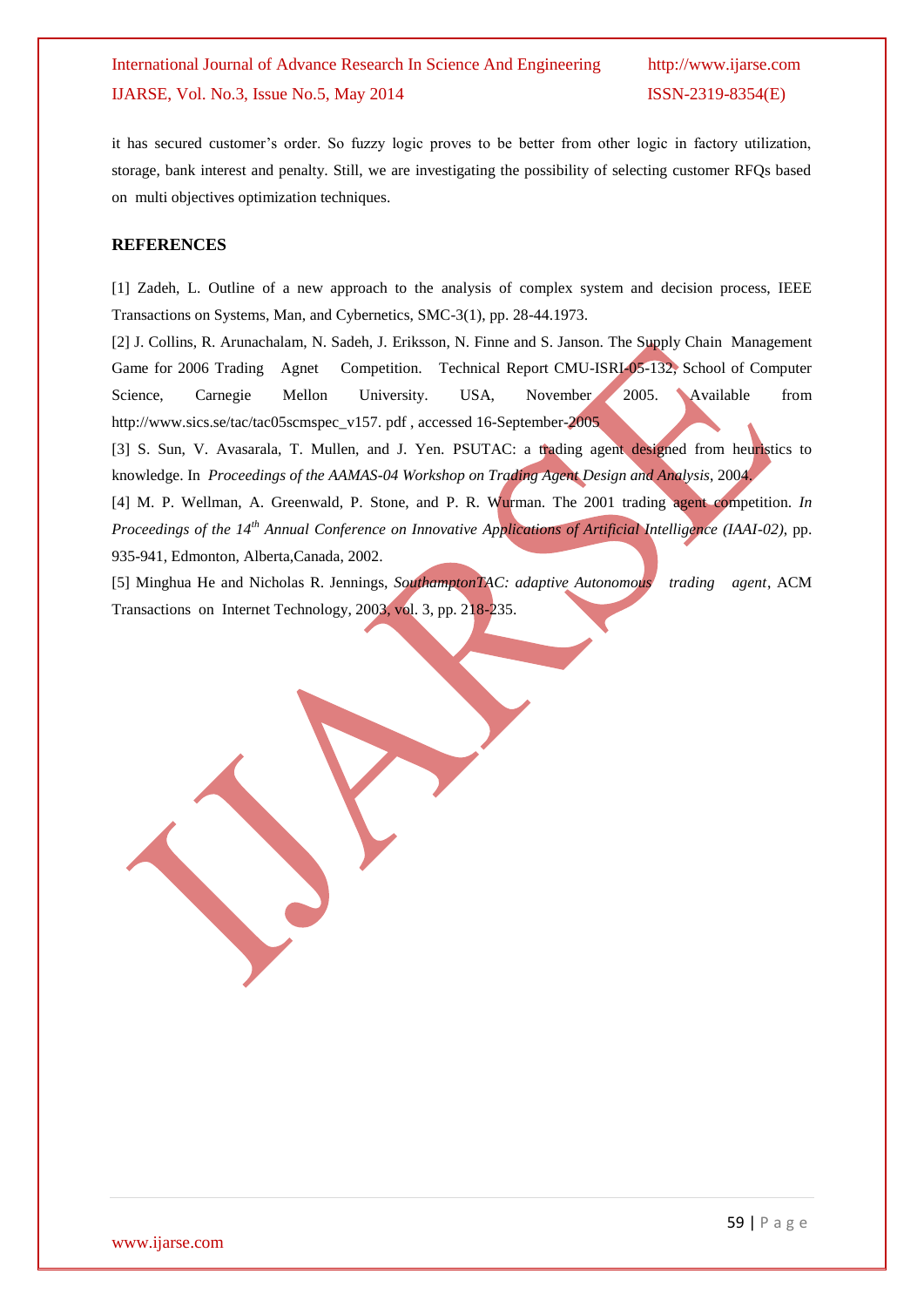it has secured customer's order. So fuzzy logic proves to be better from other logic in factory utilization, storage, bank interest and penalty. Still, we are investigating the possibility of selecting customer RFQs based on multi objectives optimization techniques.

## REFERENCES

[1] Zadeh, L. Outline of a new approach to the analysis of complex system and decision process, IEEE Transactions on Systems, Man, and Cybernetics, SMC-3(1), pp. 28-44.1973.

[2] J. Collins, R. Arunachalam, N. Sadeh, J. Eriksson, N. Finne and S. Janson. The Supply Chain Management Game for 2006 Trading Agnet Competition. Technical Report CMU-ISRI-05-132, School of Computer Science, Carnegie Mellon University. USA, November 2005. Available from http://www.sics.se/tac/tac05scmspec_v157. pdf , accessed 16-September-2005

[3] S. Sun, V. Avasarala, T. Mullen, and J. Yen. PSUTAC: a trading agent designed from heuristics to knowledge. In *Proceedings of the AAMAS-04 Workshop on Trading Agent Design and Analysis*, 2004.

[4] M. P. Wellman, A. Greenwald, P. Stone, and P. R. Wurman. The 2001 trading agent competition. *In Proceedings of the 14th Annual Conference on Innovative Applications of Artificial Intelligence (IAAI-02)*, pp. 935-941, Edmonton, Alberta,Canada, 2002.

[5] Minghua He and Nicholas R. Jennings, *SouthamptonTAC: adaptive Autonomous trading agent*, ACM Transactions on Internet Technology, 2003, vol. 3, pp. 218-235.